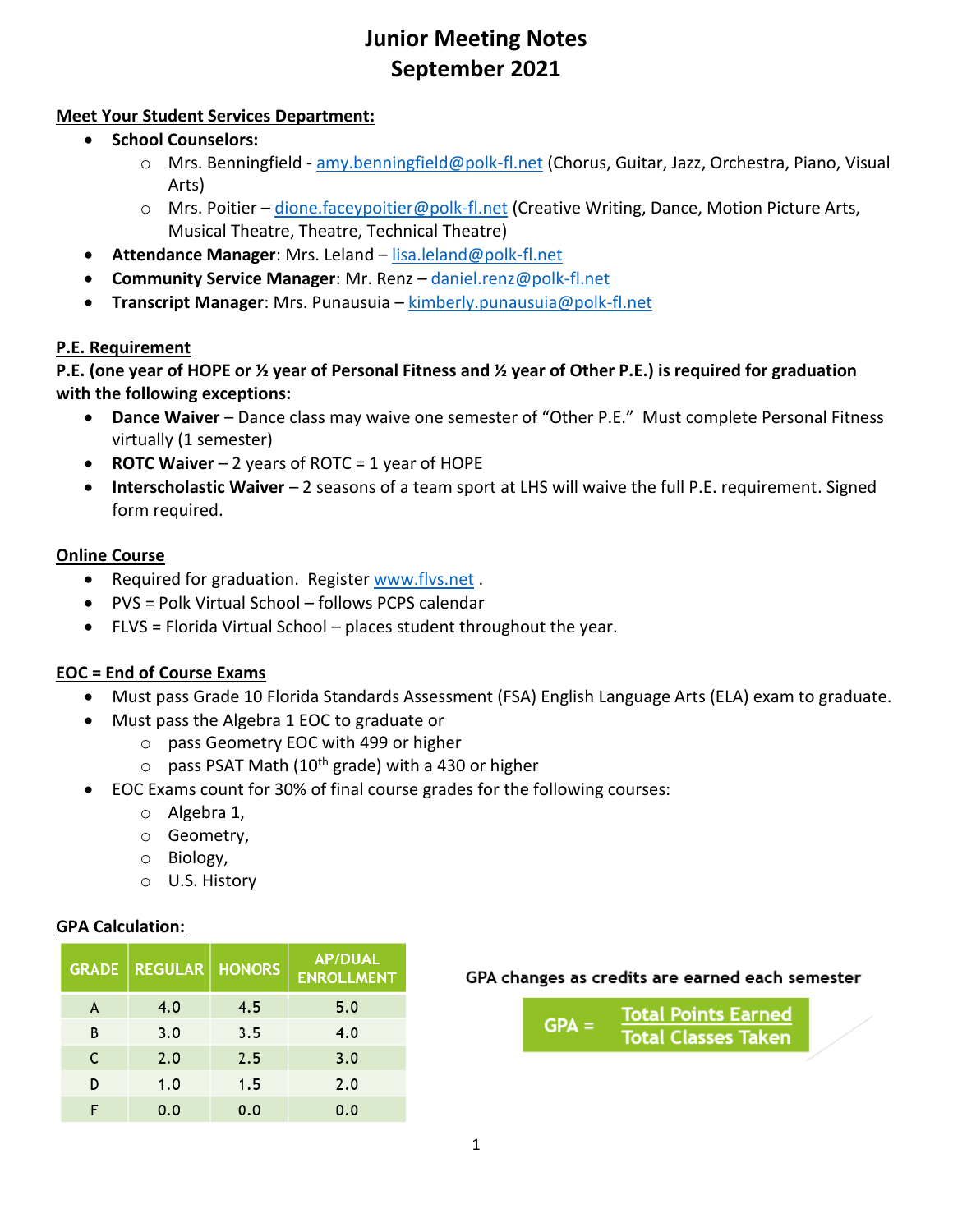# Junior Meeting Notes
# September 2021

## Meet Your Student Services Department:

- **School Counselors:**
  - Mrs. Benningfield - amy.benningfield@polk-fl.net (Chorus, Guitar, Jazz, Orchestra, Piano, Visual Arts)
  - Mrs. Poitier – dione.faceypoitier@polk-fl.net (Creative Writing, Dance, Motion Picture Arts, Musical Theatre, Theatre, Technical Theatre)
- **Attendance Manager**: Mrs. Leland – lisa.leland@polk-fl.net
- **Community Service Manager**: Mr. Renz – daniel.renz@polk-fl.net
- **Transcript Manager**: Mrs. Punausuia – kimberly.punausuia@polk-fl.net

## P.E. Requirement

**P.E. (one year of HOPE or ½ year of Personal Fitness and ½ year of Other P.E.) is required for graduation with the following exceptions:**

- **Dance Waiver** – Dance class may waive one semester of "Other P.E." Must complete Personal Fitness virtually (1 semester)
- **ROTC Waiver** – 2 years of ROTC = 1 year of HOPE
- **Interscholastic Waiver** – 2 seasons of a team sport at LHS will waive the full P.E. requirement. Signed form required.

## Online Course

- Required for graduation. Register www.flvs.net .
- PVS = Polk Virtual School – follows PCPS calendar
- FLVS = Florida Virtual School – places student throughout the year.

## EOC = End of Course Exams

- Must pass Grade 10 Florida Standards Assessment (FSA) English Language Arts (ELA) exam to graduate.
- Must pass the Algebra 1 EOC to graduate or
  - pass Geometry EOC with 499 or higher
  - pass PSAT Math (10th grade) with a 430 or higher
- EOC Exams count for 30% of final course grades for the following courses:
  - Algebra 1,
  - Geometry,
  - Biology,
  - U.S. History

## GPA Calculation:

| GRADE | REGULAR | HONORS | AP/DUAL ENROLLMENT |
|---|---|---|---|
| A | 4.0 | 4.5 | 5.0 |
| B | 3.0 | 3.5 | 4.0 |
| C | 2.0 | 2.5 | 3.0 |
| D | 1.0 | 1.5 | 2.0 |
| F | 0.0 | 0.0 | 0.0 |

GPA changes as credits are earned each semester

$$\text{GPA} = \frac{\text{Total Points Earned}}{\text{Total Classes Taken}}$$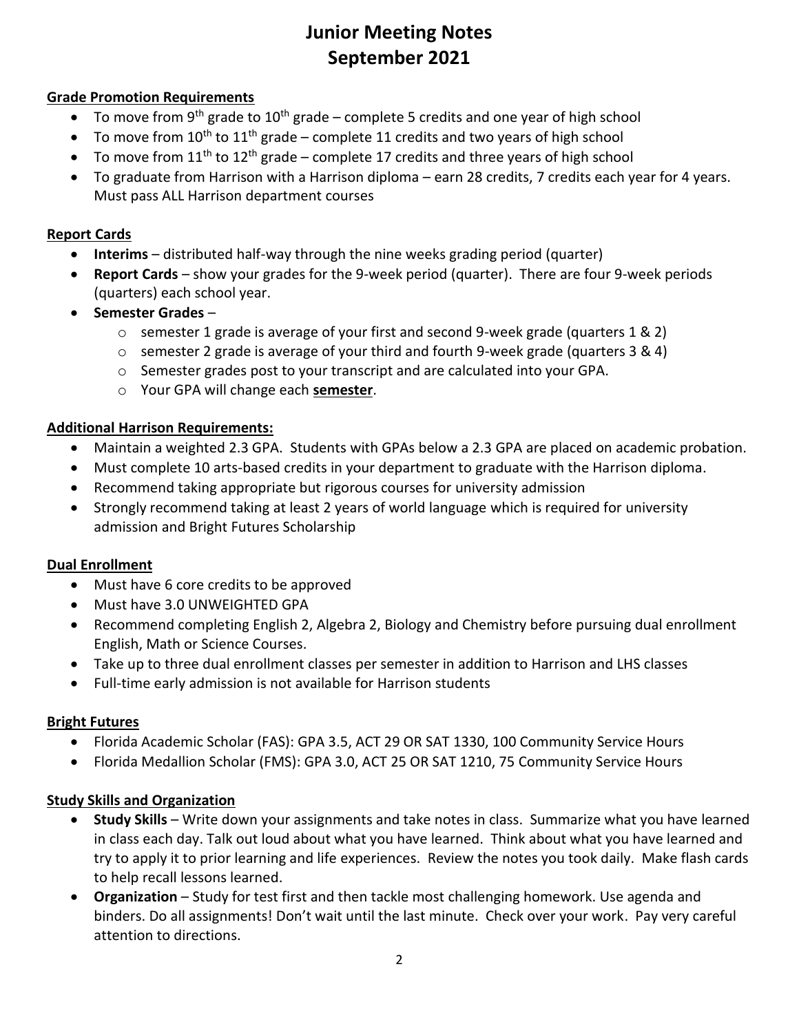# Junior Meeting Notes
# September 2021

**Grade Promotion Requirements**

- To move from 9th grade to 10th grade – complete 5 credits and one year of high school
- To move from 10th to 11th grade – complete 11 credits and two years of high school
- To move from 11th to 12th grade – complete 17 credits and three years of high school
- To graduate from Harrison with a Harrison diploma – earn 28 credits, 7 credits each year for 4 years. Must pass ALL Harrison department courses

**Report Cards**

- **Interims** – distributed half-way through the nine weeks grading period (quarter)
- **Report Cards** – show your grades for the 9-week period (quarter). There are four 9-week periods (quarters) each school year.
- **Semester Grades** –
  - semester 1 grade is average of your first and second 9-week grade (quarters 1 & 2)
  - semester 2 grade is average of your third and fourth 9-week grade (quarters 3 & 4)
  - Semester grades post to your transcript and are calculated into your GPA.
  - Your GPA will change each **semester**.

**Additional Harrison Requirements:**

- Maintain a weighted 2.3 GPA. Students with GPAs below a 2.3 GPA are placed on academic probation.
- Must complete 10 arts-based credits in your department to graduate with the Harrison diploma.
- Recommend taking appropriate but rigorous courses for university admission
- Strongly recommend taking at least 2 years of world language which is required for university admission and Bright Futures Scholarship

**Dual Enrollment**

- Must have 6 core credits to be approved
- Must have 3.0 UNWEIGHTED GPA
- Recommend completing English 2, Algebra 2, Biology and Chemistry before pursuing dual enrollment English, Math or Science Courses.
- Take up to three dual enrollment classes per semester in addition to Harrison and LHS classes
- Full-time early admission is not available for Harrison students

**Bright Futures**

- Florida Academic Scholar (FAS): GPA 3.5, ACT 29 OR SAT 1330, 100 Community Service Hours
- Florida Medallion Scholar (FMS): GPA 3.0, ACT 25 OR SAT 1210, 75 Community Service Hours

**Study Skills and Organization**

- **Study Skills** – Write down your assignments and take notes in class. Summarize what you have learned in class each day. Talk out loud about what you have learned. Think about what you have learned and try to apply it to prior learning and life experiences. Review the notes you took daily. Make flash cards to help recall lessons learned.
- **Organization** – Study for test first and then tackle most challenging homework. Use agenda and binders. Do all assignments! Don't wait until the last minute. Check over your work. Pay very careful attention to directions.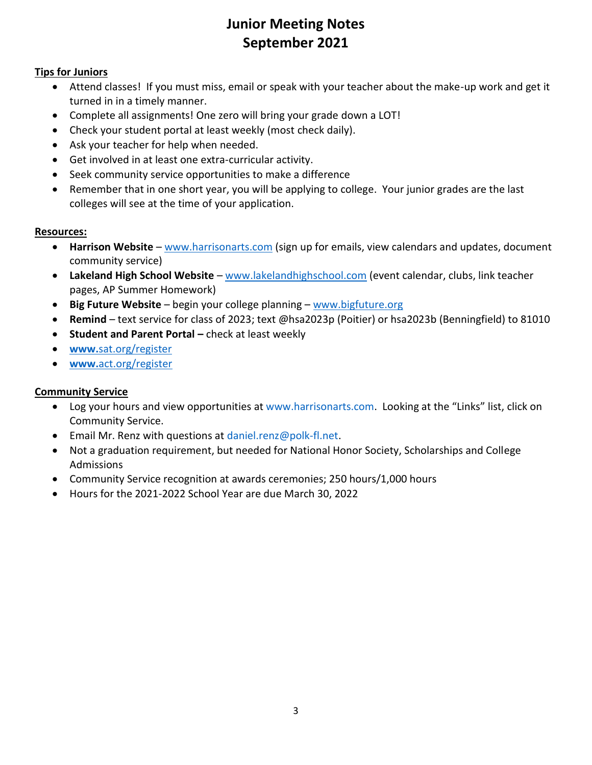# Junior Meeting Notes
# September 2021

## Tips for Juniors

- Attend classes! If you must miss, email or speak with your teacher about the make-up work and get it turned in in a timely manner.
- Complete all assignments! One zero will bring your grade down a LOT!
- Check your student portal at least weekly (most check daily).
- Ask your teacher for help when needed.
- Get involved in at least one extra-curricular activity.
- Seek community service opportunities to make a difference
- Remember that in one short year, you will be applying to college. Your junior grades are the last colleges will see at the time of your application.

## Resources:

- **Harrison Website** – www.harrisonarts.com (sign up for emails, view calendars and updates, document community service)
- **Lakeland High School Website** – www.lakelandhighschool.com (event calendar, clubs, link teacher pages, AP Summer Homework)
- **Big Future Website** – begin your college planning – www.bigfuture.org
- **Remind** – text service for class of 2023; text @hsa2023p (Poitier) or hsa2023b (Benningfield) to 81010
- **Student and Parent Portal –** check at least weekly
- **www.**sat.org/register
- **www.**act.org/register

## Community Service

- Log your hours and view opportunities at www.harrisonarts.com. Looking at the "Links" list, click on Community Service.
- Email Mr. Renz with questions at daniel.renz@polk-fl.net.
- Not a graduation requirement, but needed for National Honor Society, Scholarships and College Admissions
- Community Service recognition at awards ceremonies; 250 hours/1,000 hours
- Hours for the 2021-2022 School Year are due March 30, 2022